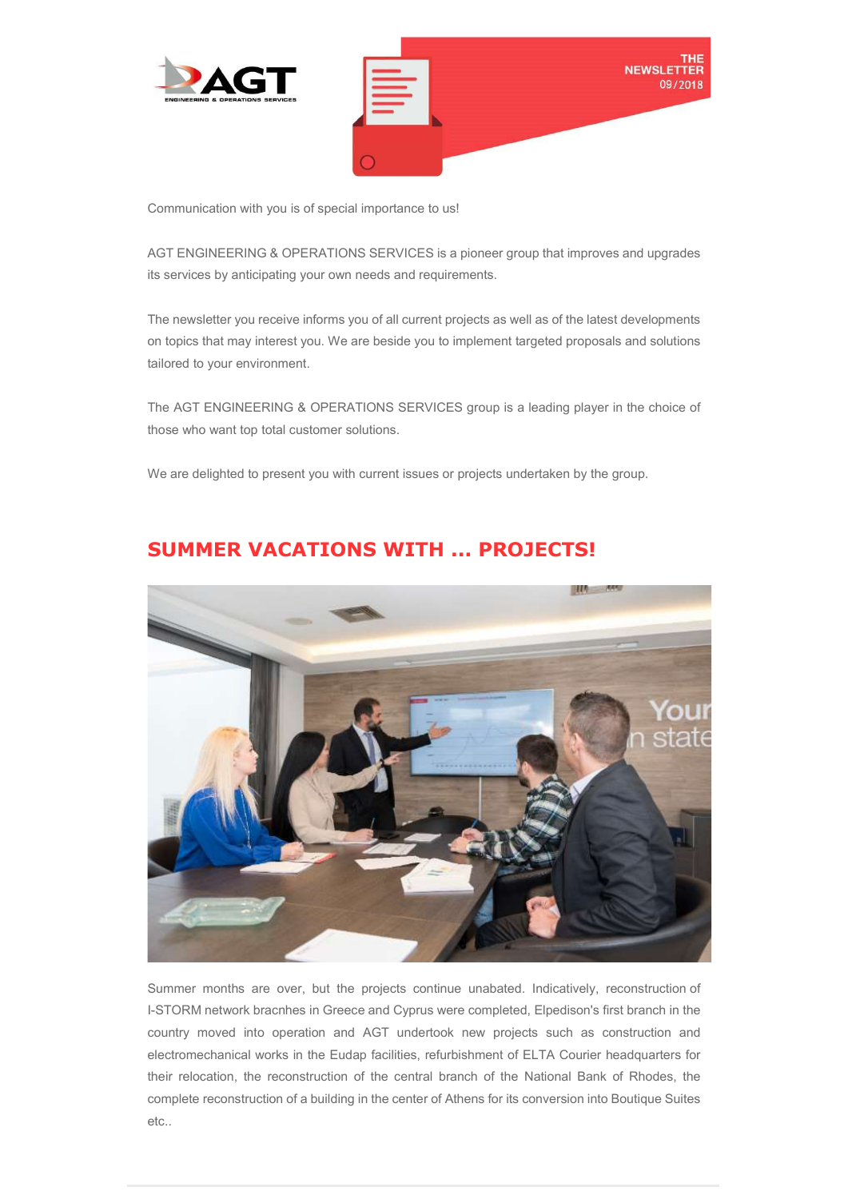THE NEWSLETTER 09/2018

Communication with you is of special importance to us!

AGT ENGINEERING & OPERATIONS SERVICES is a pioneer group that improves and upgrades its services by anticipating your own needs and requirements.

The newsletter you receive informs you of all current projects as well as of the latest developments on topics that may interest you. We are beside you to implement targeted proposals and solutions tailored to your environment.

The AGT ENGINEERING & OPERATIONS SERVICES group is a leading player in the choice of those who want top total customer solutions.

We are delighted to present you with current issues or projects undertaken by the group.

## SUMMER VACATIONS WITH ... PROJECTS!

Summer months are over, but the projects continue unabated. Indicatively, reconstruction of I-STORM network bracnhes in Greece and Cyprus were completed, Elpedison's first branch in the country moved into operation and AGT undertook new projects such as construction and electromechanical works in the Eudap facilities, refurbishment of ELTA Courier headquarters for their relocation, the reconstruction of the central branch of the National Bank of Rhodes, the complete reconstruction of a building in the center of Athens for its conversion into Boutique Suites etc..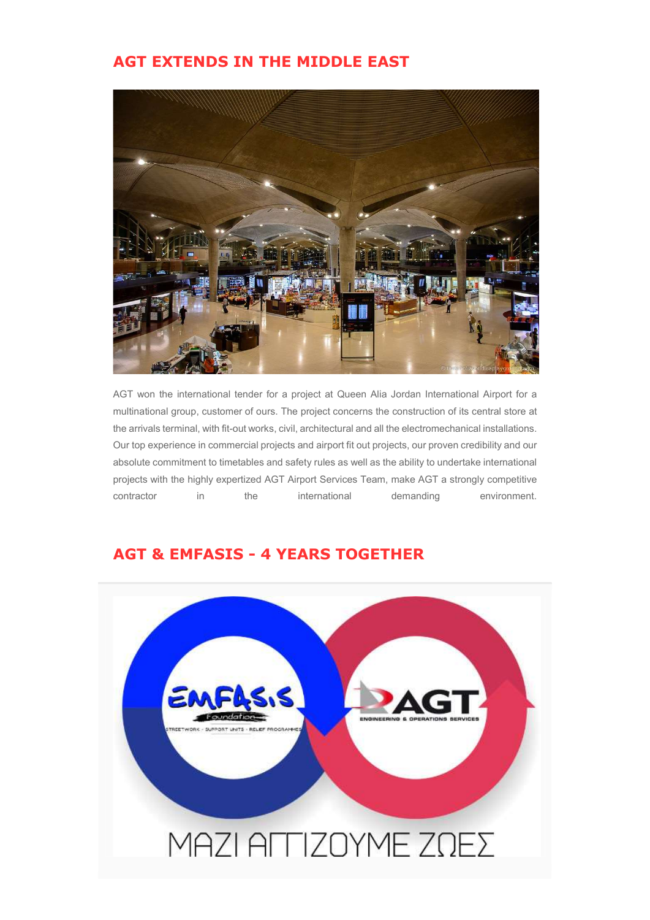## AGT EXTENDS IN THE MIDDLE EAST

AGT won the international tender for a project at Queen Alia Jordan International Airport for a multinational group, customer of ours. The project concerns the construction of its central store at the arrivals terminal, with fit-out works, civil, architectural and all the electromechanical installations. Our top experience in commercial projects and airport fit out projects, our proven credibility and our absolute commitment to timetables and safety rules as well as the ability to undertake international projects with the highly expertized AGT Airport Services Team, make AGT a strongly competitive contractor in the international demanding environment.

## AGT & EMFASIS - 4 YEARS TOGETHER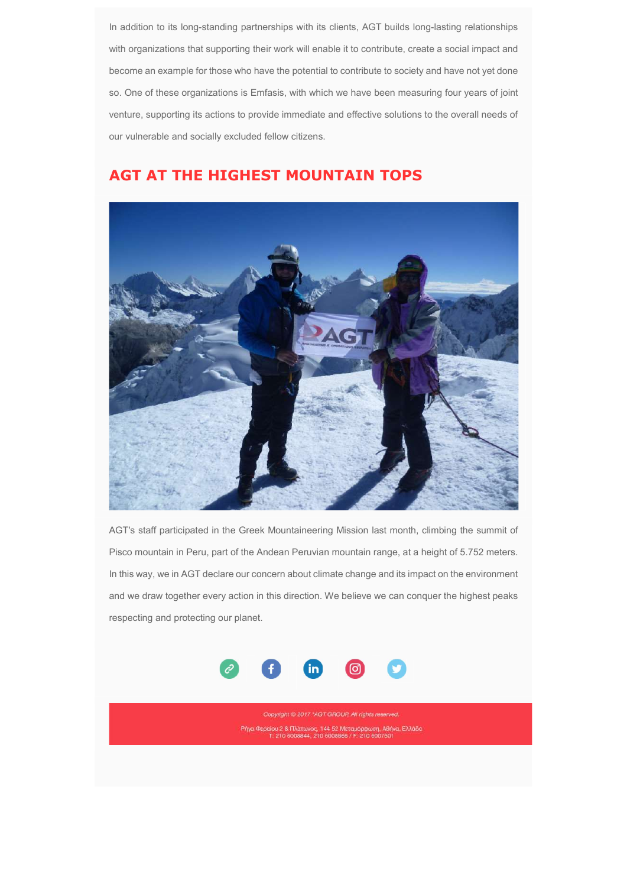In addition to its long-standing partnerships with its clients, AGT builds long-lasting relationships with organizations that supporting their work will enable it to contribute, create a social impact and become an example for those who have the potential to contribute to society and have not yet done so. One of these organizations is Emfasis, with which we have been measuring four years of joint venture, supporting its actions to provide immediate and effective solutions to the overall needs of our vulnerable and socially excluded fellow citizens.

## AGT AT THE HIGHEST MOUNTAIN TOPS

AGT's staff participated in the Greek Mountaineering Mission last month, climbing the summit of Pisco mountain in Peru, part of the Andean Peruvian mountain range, at a height of 5.752 meters. In this way, we in AGT declare our concern about climate change and its impact on the environment and we draw together every action in this direction. We believe we can conquer the highest peaks respecting and protecting our planet.

Copyright © 2017 "AGT GROUP, All rights reserved.

Ρήγα Φεραίου 2 & Πλάτωνος, 144 52 Μεταμόρφωση, Αθήνα, Ελλάδα
T: 210 6008844, 210 6008865 / F: 210 6007501